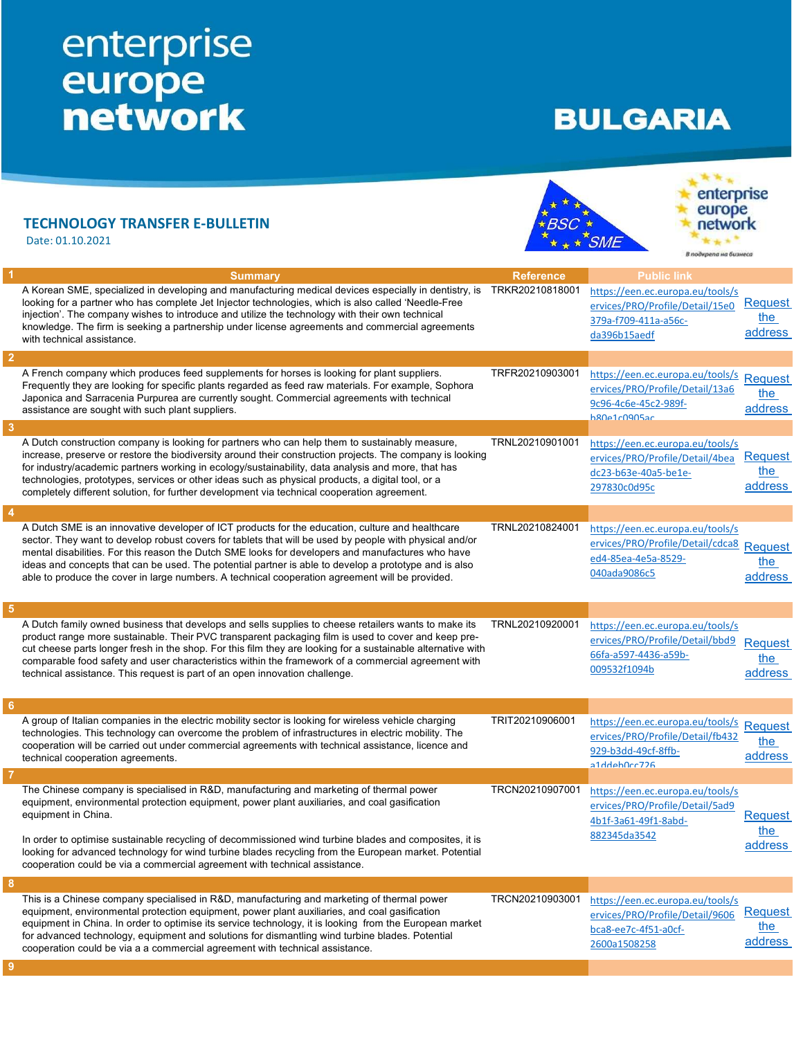# enterprise europe network

# BULGARIA

## TECHNOLOGY TRANSFER E-BULLETIN

Date: 01.10.2021

| # | Summary | Reference | Public link | |
|---|---|---|---|---|
| 1 | A Korean SME, specialized in developing and manufacturing medical devices especially in dentistry, is looking for a partner who has complete Jet Injector technologies, which is also called 'Needle-Free injection'. The company wishes to introduce and utilize the technology with their own technical knowledge. The firm is seeking a partnership under license agreements and commercial agreements with technical assistance. | TRKR20210818001 | https://een.ec.europa.eu/tools/services/PRO/Profile/Detail/15e0379a-f709-411a-a56c-da396b15aedf | Request the address |
| 2 | A French company which produces feed supplements for horses is looking for plant suppliers. Frequently they are looking for specific plants regarded as feed raw materials. For example, Sophora Japonica and Sarracenia Purpurea are currently sought. Commercial agreements with technical assistance are sought with such plant suppliers. | TRFR20210903001 | https://een.ec.europa.eu/tools/services/PRO/Profile/Detail/13a69c96-4c6e-45c2-989f-b80e1c0905ac | Request the address |
| 3 | A Dutch construction company is looking for partners who can help them to sustainably measure, increase, preserve or restore the biodiversity around their construction projects. The company is looking for industry/academic partners working in ecology/sustainability, data analysis and more, that has technologies, prototypes, services or other ideas such as physical products, a digital tool, or a completely different solution, for further development via technical cooperation agreement. | TRNL20210901001 | https://een.ec.europa.eu/tools/services/PRO/Profile/Detail/4beadc23-b63e-40a5-be1e-297830c0d95c | Request the address |
| 4 | A Dutch SME is an innovative developer of ICT products for the education, culture and healthcare sector. They want to develop robust covers for tablets that will be used by people with physical and/or mental disabilities. For this reason the Dutch SME looks for developers and manufactures who have ideas and concepts that can be used. The potential partner is able to develop a prototype and is also able to produce the cover in large numbers. A technical cooperation agreement will be provided. | TRNL20210824001 | https://een.ec.europa.eu/tools/services/PRO/Profile/Detail/cdca8ed4-85ea-4e5a-8529-040ada9086c5 | Request the address |
| 5 | A Dutch family owned business that develops and sells supplies to cheese retailers wants to make its product range more sustainable. Their PVC transparent packaging film is used to cover and keep pre-cut cheese parts longer fresh in the shop. For this film they are looking for a sustainable alternative with comparable food safety and user characteristics within the framework of a commercial agreement with technical assistance. This request is part of an open innovation challenge. | TRNL20210920001 | https://een.ec.europa.eu/tools/services/PRO/Profile/Detail/bbd966fa-a597-4436-a59b-009532f1094b | Request the address |
| 6 | A group of Italian companies in the electric mobility sector is looking for wireless vehicle charging technologies. This technology can overcome the problem of infrastructures in electric mobility. The cooperation will be carried out under commercial agreements with technical assistance, licence and technical cooperation agreements. | TRIT20210906001 | https://een.ec.europa.eu/tools/services/PRO/Profile/Detail/fb432929-b3dd-49cf-8ffb-a1ddeb0cc726 | Request the address |
| 7 | The Chinese company is specialised in R&D, manufacturing and marketing of thermal power equipment, environmental protection equipment, power plant auxiliaries, and coal gasification equipment in China.<br><br>In order to optimise sustainable recycling of decommissioned wind turbine blades and composites, it is looking for advanced technology for wind turbine blades recycling from the European market. Potential cooperation could be via a commercial agreement with technical assistance. | TRCN20210907001 | https://een.ec.europa.eu/tools/services/PRO/Profile/Detail/5ad94b1f-3a61-49f1-8abd-882345da3542 | Request the address |
| 8 | This is a Chinese company specialised in R&D, manufacturing and marketing of thermal power equipment, environmental protection equipment, power plant auxiliaries, and coal gasification equipment in China. In order to optimise its service technology, it is looking from the European market for advanced technology, equipment and solutions for dismantling wind turbine blades. Potential cooperation could be via a a commercial agreement with technical assistance. | TRCN20210903001 | https://een.ec.europa.eu/tools/services/PRO/Profile/Detail/9606bca8-ee7c-4f51-a0cf-2600a1508258 | Request the address |
| 9 | | | | |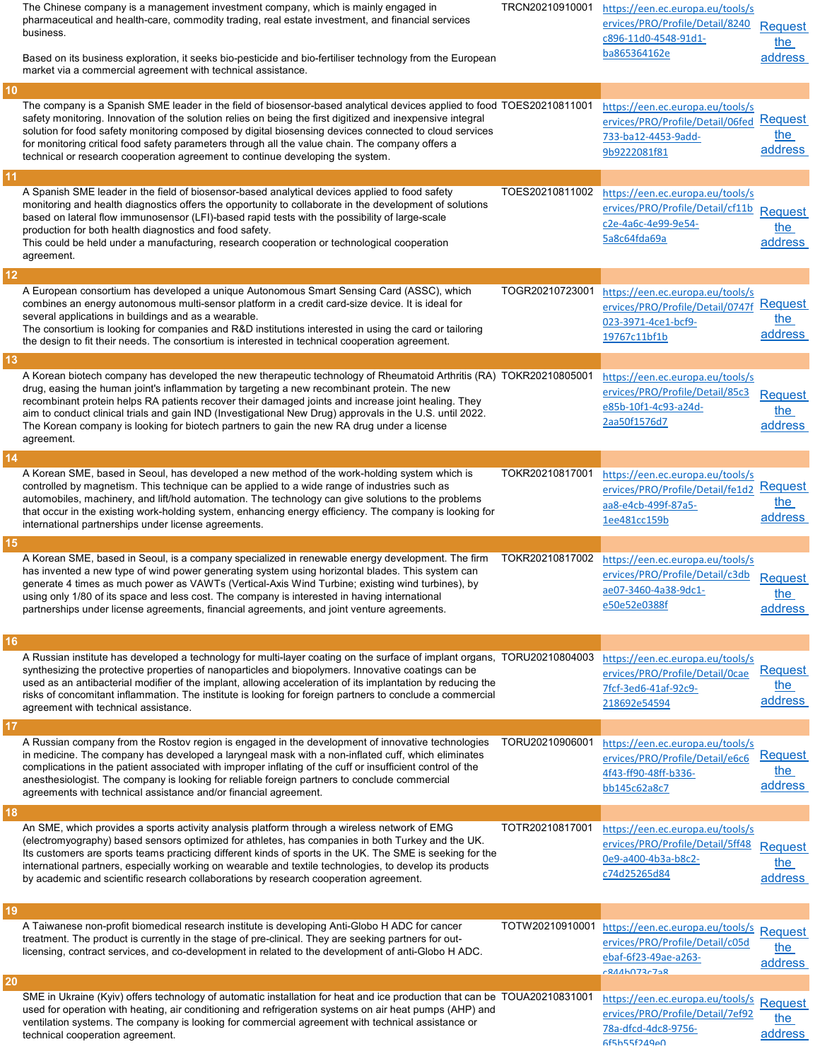| | | | |
|---|---|---|---|
| The Chinese company is a management investment company, which is mainly engaged in pharmaceutical and health-care, commodity trading, real estate investment, and financial services business.<br><br>Based on its business exploration, it seeks bio-pesticide and bio-fertiliser technology from the European market via a commercial agreement with technical assistance. | TRCN20210910001 | https://een.ec.europa.eu/tools/services/PRO/Profile/Detail/8240c896-11d0-4548-91d1-ba865364162e | Request the address |
| **10** | | | |
| The company is a Spanish SME leader in the field of biosensor-based analytical devices applied to food safety monitoring. Innovation of the solution relies on being the first digitized and inexpensive integral solution for food safety monitoring composed by digital biosensing devices connected to cloud services for monitoring critical food safety parameters through all the value chain. The company offers a technical or research cooperation agreement to continue developing the system. | TOES20210811001 | https://een.ec.europa.eu/tools/services/PRO/Profile/Detail/06fed733-ba12-4453-9add-9b9222081f81 | Request the address |
| **11** | | | |
| A Spanish SME leader in the field of biosensor-based analytical devices applied to food safety monitoring and health diagnostics offers the opportunity to collaborate in the development of solutions based on lateral flow immunosensor (LFI)-based rapid tests with the possibility of large-scale production for both health diagnostics and food safety.<br>This could be held under a manufacturing, research cooperation or technological cooperation agreement. | TOES20210811002 | https://een.ec.europa.eu/tools/services/PRO/Profile/Detail/cf11bc2e-4a6c-4e99-9e54-5a8c64fda69a | Request the address |
| **12** | | | |
| A European consortium has developed a unique Autonomous Smart Sensing Card (ASSC), which combines an energy autonomous multi-sensor platform in a credit card-size device. It is ideal for several applications in buildings and as a wearable.<br>The consortium is looking for companies and R&D institutions interested in using the card or tailoring the design to fit their needs. The consortium is interested in technical cooperation agreement. | TOGR20210723001 | https://een.ec.europa.eu/tools/services/PRO/Profile/Detail/0747f023-3971-4ce1-bcf9-19767c11bf1b | Request the address |
| **13** | | | |
| A Korean biotech company has developed the new therapeutic technology of Rheumatoid Arthritis (RA) drug, easing the human joint's inflammation by targeting a new recombinant protein. The new recombinant protein helps RA patients recover their damaged joints and increase joint healing. They aim to conduct clinical trials and gain IND (Investigational New Drug) approvals in the U.S. until 2022. The Korean company is looking for biotech partners to gain the new RA drug under a license agreement. | TOKR20210805001 | https://een.ec.europa.eu/tools/services/PRO/Profile/Detail/85c3e85b-10f1-4c93-a24d-2aa50f1576d7 | Request the address |
| **14** | | | |
| A Korean SME, based in Seoul, has developed a new method of the work-holding system which is controlled by magnetism. This technique can be applied to a wide range of industries such as automobiles, machinery, and lift/hold automation. The technology can give solutions to the problems that occur in the existing work-holding system, enhancing energy efficiency. The company is looking for international partnerships under license agreements. | TOKR20210817001 | https://een.ec.europa.eu/tools/services/PRO/Profile/Detail/fe1d2aa8-e4cb-499f-87a5-1ee481cc159b | Request the address |
| **15** | | | |
| A Korean SME, based in Seoul, is a company specialized in renewable energy development. The firm has invented a new type of wind power generating system using horizontal blades. This system can generate 4 times as much power as VAWTs (Vertical-Axis Wind Turbine; existing wind turbines), by using only 1/80 of its space and less cost. The company is interested in having international partnerships under license agreements, financial agreements, and joint venture agreements. | TOKR20210817002 | https://een.ec.europa.eu/tools/services/PRO/Profile/Detail/c3dbae07-3460-4a38-9dc1-e50e52e0388f | Request the address |
| **16** | | | |
| A Russian institute has developed a technology for multi-layer coating on the surface of implant organs, synthesizing the protective properties of nanoparticles and biopolymers. Innovative coatings can be used as an antibacterial modifier of the implant, allowing acceleration of its implantation by reducing the risks of concomitant inflammation. The institute is looking for foreign partners to conclude a commercial agreement with technical assistance. | TORU20210804003 | https://een.ec.europa.eu/tools/services/PRO/Profile/Detail/0cae7fcf-3ed6-41af-92c9-218692e54594 | Request the address |
| **17** | | | |
| A Russian company from the Rostov region is engaged in the development of innovative technologies in medicine. The company has developed a laryngeal mask with a non-inflated cuff, which eliminates complications in the patient associated with improper inflating of the cuff or insufficient control of the anesthesiologist. The company is looking for reliable foreign partners to conclude commercial agreements with technical assistance and/or financial agreement. | TORU20210906001 | https://een.ec.europa.eu/tools/services/PRO/Profile/Detail/e6c64f43-ff90-48ff-b336-bb145c62a8c7 | Request the address |
| **18** | | | |
| An SME, which provides a sports activity analysis platform through a wireless network of EMG (electromyography) based sensors optimized for athletes, has companies in both Turkey and the UK. Its customers are sports teams practicing different kinds of sports in the UK. The SME is seeking for the international partners, especially working on wearable and textile technologies, to develop its products by academic and scientific research collaborations by research cooperation agreement. | TOTR20210817001 | https://een.ec.europa.eu/tools/services/PRO/Profile/Detail/5ff480e9-a400-4b3a-b8c2-c74d25265d84 | Request the address |
| **19** | | | |
| A Taiwanese non-profit biomedical research institute is developing Anti-Globo H ADC for cancer treatment. The product is currently in the stage of pre-clinical. They are seeking partners for out-licensing, contract services, and co-development in related to the development of anti-Globo H ADC. | TOTW20210910001 | https://een.ec.europa.eu/tools/services/PRO/Profile/Detail/c05debaf-6f23-49ae-a263-c844b073c7a8 | Request the address |
| **20** | | | |
| SME in Ukraine (Kyiv) offers technology of automatic installation for heat and ice production that can be used for operation with heating, air conditioning and refrigeration systems on air heat pumps (AHP) and ventilation systems. The company is looking for commercial agreement with technical assistance or technical cooperation agreement. | TOUA20210831001 | https://een.ec.europa.eu/tools/services/PRO/Profile/Detail/7ef9278a-dfcd-4dc8-9756-6f5b55f249e0 | Request the address |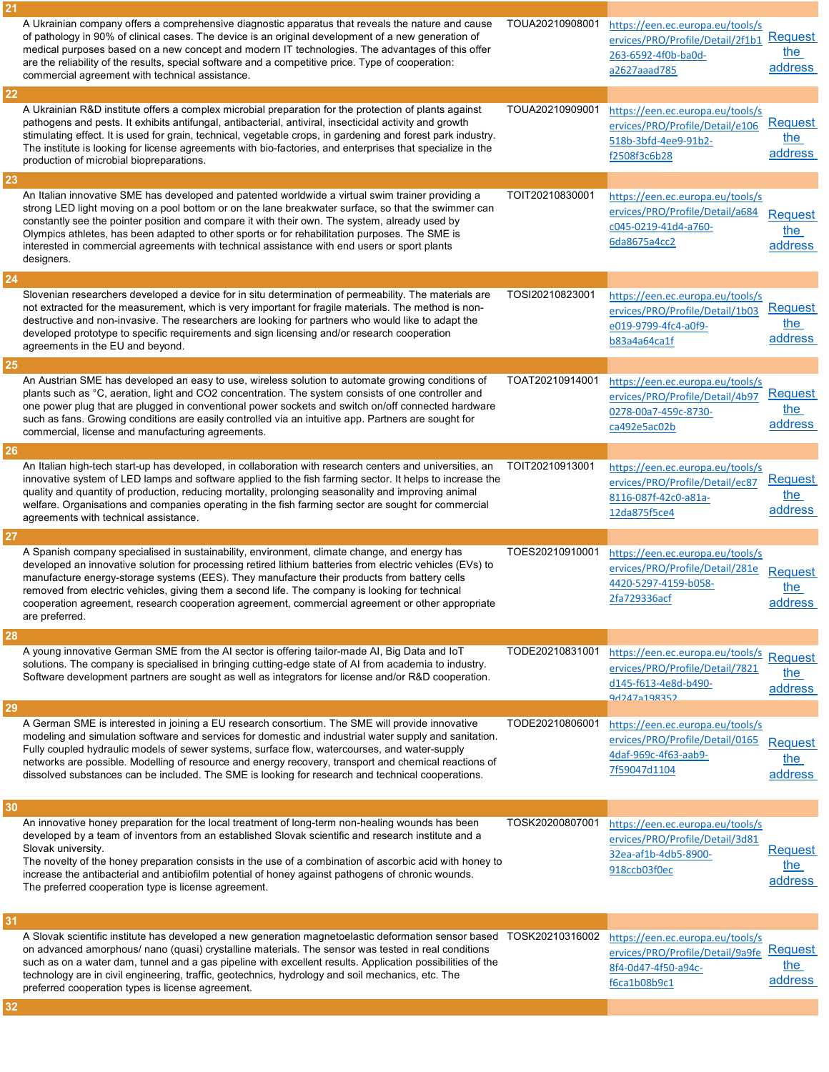| No. | Description | Reference | Link | Address |
|---|---|---|---|---|
| 21 | | | | |
| | A Ukrainian company offers a comprehensive diagnostic apparatus that reveals the nature and cause of pathology in 90% of clinical cases. The device is an original development of a new generation of medical purposes based on a new concept and modern IT technologies. The advantages of this offer are the reliability of the results, special software and a competitive price. Type of cooperation: commercial agreement with technical assistance. | TOUA20210908001 | https://een.ec.europa.eu/tools/services/PRO/Profile/Detail/2f1b1263-6592-4f0b-ba0d-a2627aaad785 | Request the address |
| 22 | | | | |
| | A Ukrainian R&D institute offers a complex microbial preparation for the protection of plants against pathogens and pests. It exhibits antifungal, antibacterial, antiviral, insecticidal activity and growth stimulating effect. It is used for grain, technical, vegetable crops, in gardening and forest park industry. The institute is looking for license agreements with bio-factories, and enterprises that specialize in the production of microbial biopreparations. | TOUA20210909001 | https://een.ec.europa.eu/tools/services/PRO/Profile/Detail/e106518b-3bfd-4ee9-91b2-f2508f3c6b28 | Request the address |
| 23 | | | | |
| | An Italian innovative SME has developed and patented worldwide a virtual swim trainer providing a strong LED light moving on a pool bottom or on the lane breakwater surface, so that the swimmer can constantly see the pointer position and compare it with their own. The system, already used by Olympics athletes, has been adapted to other sports or for rehabilitation purposes. The SME is interested in commercial agreements with technical assistance with end users or sport plants designers. | TOIT20210830001 | https://een.ec.europa.eu/tools/services/PRO/Profile/Detail/a684c045-0219-41d4-a760-6da8675a4cc2 | Request the address |
| 24 | | | | |
| | Slovenian researchers developed a device for in situ determination of permeability. The materials are not extracted for the measurement, which is very important for fragile materials. The method is non-destructive and non-invasive. The researchers are looking for partners who would like to adapt the developed prototype to specific requirements and sign licensing and/or research cooperation agreements in the EU and beyond. | TOSI20210823001 | https://een.ec.europa.eu/tools/services/PRO/Profile/Detail/1b03e019-9799-4fc4-a0f9-b83a4a64ca1f | Request the address |
| 25 | | | | |
| | An Austrian SME has developed an easy to use, wireless solution to automate growing conditions of plants such as °C, aeration, light and CO2 concentration. The system consists of one controller and one power plug that are plugged in conventional power sockets and switch on/off connected hardware such as fans. Growing conditions are easily controlled via an intuitive app. Partners are sought for commercial, license and manufacturing agreements. | TOAT20210914001 | https://een.ec.europa.eu/tools/services/PRO/Profile/Detail/4b970278-00a7-459c-8730-ca492e5ac02b | Request the address |
| 26 | | | | |
| | An Italian high-tech start-up has developed, in collaboration with research centers and universities, an innovative system of LED lamps and software applied to the fish farming sector. It helps to increase the quality and quantity of production, reducing mortality, prolonging seasonality and improving animal welfare. Organisations and companies operating in the fish farming sector are sought for commercial agreements with technical assistance. | TOIT20210913001 | https://een.ec.europa.eu/tools/services/PRO/Profile/Detail/ec878116-087f-42c0-a81a-12da875f5ce4 | Request the address |
| 27 | | | | |
| | A Spanish company specialised in sustainability, environment, climate change, and energy has developed an innovative solution for processing retired lithium batteries from electric vehicles (EVs) to manufacture energy-storage systems (EES). They manufacture their products from battery cells removed from electric vehicles, giving them a second life. The company is looking for technical cooperation agreement, research cooperation agreement, commercial agreement or other appropriate are preferred. | TOES20210910001 | https://een.ec.europa.eu/tools/services/PRO/Profile/Detail/281e4420-5297-4159-b058-2fa729336acf | Request the address |
| 28 | | | | |
| | A young innovative German SME from the AI sector is offering tailor-made AI, Big Data and IoT solutions. The company is specialised in bringing cutting-edge state of AI from academia to industry. Software development partners are sought as well as integrators for license and/or R&D cooperation. | TODE20210831001 | https://een.ec.europa.eu/tools/services/PRO/Profile/Detail/7821d145-f613-4e8d-b490-9d247a198352 | Request the address |
| 29 | | | | |
| | A German SME is interested in joining a EU research consortium. The SME will provide innovative modeling and simulation software and services for domestic and industrial water supply and sanitation. Fully coupled hydraulic models of sewer systems, surface flow, watercourses, and water-supply networks are possible. Modelling of resource and energy recovery, transport and chemical reactions of dissolved substances can be included. The SME is looking for research and technical cooperations. | TODE20210806001 | https://een.ec.europa.eu/tools/services/PRO/Profile/Detail/01654daf-969c-4f63-aab9-7f59047d1104 | Request the address |
| 30 | | | | |
| | An innovative honey preparation for the local treatment of long-term non-healing wounds has been developed by a team of inventors from an established Slovak scientific and research institute and a Slovak university. The novelty of the honey preparation consists in the use of a combination of ascorbic acid with honey to increase the antibacterial and antibiofilm potential of honey against pathogens of chronic wounds. The preferred cooperation type is license agreement. | TOSK20200807001 | https://een.ec.europa.eu/tools/services/PRO/Profile/Detail/3d8132ea-af1b-4db5-8900-918ccb03f0ec | Request the address |
| 31 | | | | |
| | A Slovak scientific institute has developed a new generation magnetoelastic deformation sensor based on advanced amorphous/ nano (quasi) crystalline materials. The sensor was tested in real conditions such as on a water dam, tunnel and a gas pipeline with excellent results. Application possibilities of the technology are in civil engineering, traffic, geotechnics, hydrology and soil mechanics, etc. The preferred cooperation types is license agreement. | TOSK20210316002 | https://een.ec.europa.eu/tools/services/PRO/Profile/Detail/9a9fe8f4-0d47-4f50-a94c-f6ca1b08b9c1 | Request the address |
| 32 | | | | |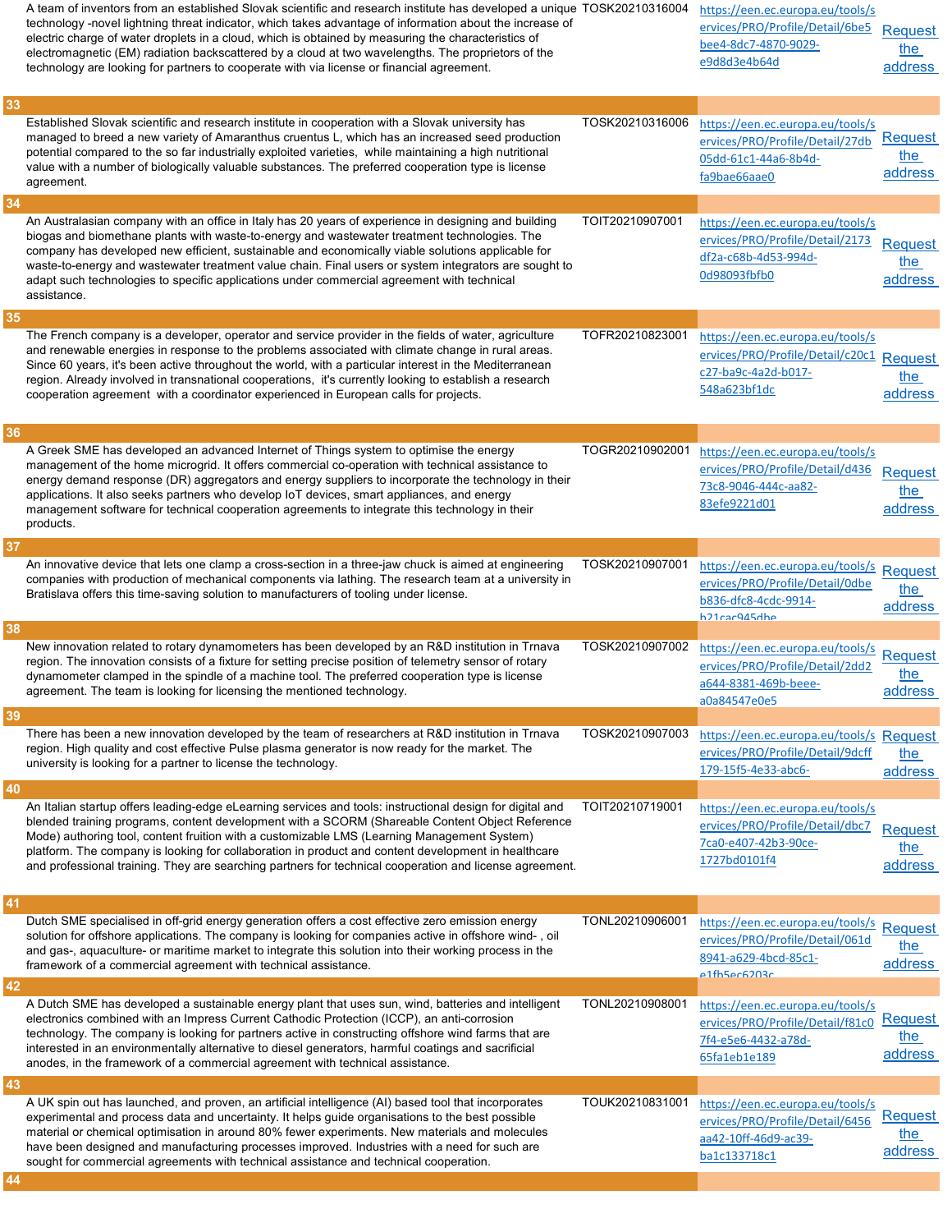| | | | |
|---|---|---|---|
| A team of inventors from an established Slovak scientific and research institute has developed a unique technology -novel lightning threat indicator, which takes advantage of information about the increase of electric charge of water droplets in a cloud, which is obtained by measuring the characteristics of electromagnetic (EM) radiation backscattered by a cloud at two wavelengths. The proprietors of the technology are looking for partners to cooperate with via license or financial agreement. | TOSK20210316004 | https://een.ec.europa.eu/tools/services/PRO/Profile/Detail/6be5bee4-8dc7-4870-9029-e9d8d3e4b64d | Request the address |
| **33** | | | |
| Established Slovak scientific and research institute in cooperation with a Slovak university has managed to breed a new variety of Amaranthus cruentus L, which has an increased seed production potential compared to the so far industrially exploited varieties, while maintaining a high nutritional value with a number of biologically valuable substances. The preferred cooperation type is license agreement. | TOSK20210316006 | https://een.ec.europa.eu/tools/services/PRO/Profile/Detail/27db05dd-61c1-44a6-8b4d-fa9bae66aae0 | Request the address |
| **34** | | | |
| An Australasian company with an office in Italy has 20 years of experience in designing and building biogas and biomethane plants with waste-to-energy and wastewater treatment technologies. The company has developed new efficient, sustainable and economically viable solutions applicable for waste-to-energy and wastewater treatment value chain. Final users or system integrators are sought to adapt such technologies to specific applications under commercial agreement with technical assistance. | TOIT20210907001 | https://een.ec.europa.eu/tools/services/PRO/Profile/Detail/2173df2a-c68b-4d53-994d-0d98093fbfb0 | Request the address |
| **35** | | | |
| The French company is a developer, operator and service provider in the fields of water, agriculture and renewable energies in response to the problems associated with climate change in rural areas. Since 60 years, it's been active throughout the world, with a particular interest in the Mediterranean region. Already involved in transnational cooperations, it's currently looking to establish a research cooperation agreement with a coordinator experienced in European calls for projects. | TOFR20210823001 | https://een.ec.europa.eu/tools/services/PRO/Profile/Detail/c20c1c27-ba9c-4a2d-b017-548a623bf1dc | Request the address |
| **36** | | | |
| A Greek SME has developed an advanced Internet of Things system to optimise the energy management of the home microgrid. It offers commercial co-operation with technical assistance to energy demand response (DR) aggregators and energy suppliers to incorporate the technology in their applications. It also seeks partners who develop IoT devices, smart appliances, and energy management software for technical cooperation agreements to integrate this technology in their products. | TOGR20210902001 | https://een.ec.europa.eu/tools/services/PRO/Profile/Detail/d43673c8-9046-444c-aa82-83efe9221d01 | Request the address |
| **37** | | | |
| An innovative device that lets one clamp a cross-section in a three-jaw chuck is aimed at engineering companies with production of mechanical components via lathing. The research team at a university in Bratislava offers this time-saving solution to manufacturers of tooling under license. | TOSK20210907001 | https://een.ec.europa.eu/tools/services/PRO/Profile/Detail/0dbeb836-dfc8-4cdc-9914-b21cac945dbe | Request the address |
| **38** | | | |
| New innovation related to rotary dynamometers has been developed by an R&D institution in Trnava region. The innovation consists of a fixture for setting precise position of telemetry sensor of rotary dynamometer clamped in the spindle of a machine tool. The preferred cooperation type is license agreement. The team is looking for licensing the mentioned technology. | TOSK20210907002 | https://een.ec.europa.eu/tools/services/PRO/Profile/Detail/2dd2a644-8381-469b-beee-a0a84547e0e5 | Request the address |
| **39** | | | |
| There has been a new innovation developed by the team of researchers at R&D institution in Trnava region. High quality and cost effective Pulse plasma generator is now ready for the market. The university is looking for a partner to license the technology. | TOSK20210907003 | https://een.ec.europa.eu/tools/services/PRO/Profile/Detail/9dcff179-15f5-4e33-abc6- | Request the address |
| **40** | | | |
| An Italian startup offers leading-edge eLearning services and tools: instructional design for digital and blended training programs, content development with a SCORM (Shareable Content Object Reference Mode) authoring tool, content fruition with a customizable LMS (Learning Management System) platform. The company is looking for collaboration in product and content development in healthcare and professional training. They are searching partners for technical cooperation and license agreement. | TOIT20210719001 | https://een.ec.europa.eu/tools/services/PRO/Profile/Detail/dbc77ca0-e407-42b3-90ce-1727bd0101f4 | Request the address |
| **41** | | | |
| Dutch SME specialised in off-grid energy generation offers a cost effective zero emission energy solution for offshore applications. The company is looking for companies active in offshore wind- , oil and gas-, aquaculture- or maritime market to integrate this solution into their working process in the framework of a commercial agreement with technical assistance. | TONL20210906001 | https://een.ec.europa.eu/tools/services/PRO/Profile/Detail/061d8941-a629-4bcd-85c1-e1fb5ec6203c | Request the address |
| **42** | | | |
| A Dutch SME has developed a sustainable energy plant that uses sun, wind, batteries and intelligent electronics combined with an Impress Current Cathodic Protection (ICCP), an anti-corrosion technology. The company is looking for partners active in constructing offshore wind farms that are interested in an environmentally alternative to diesel generators, harmful coatings and sacrificial anodes, in the framework of a commercial agreement with technical assistance. | TONL20210908001 | https://een.ec.europa.eu/tools/services/PRO/Profile/Detail/f81c07f4-e5e6-4432-a78d-65fa1eb1e189 | Request the address |
| **43** | | | |
| A UK spin out has launched, and proven, an artificial intelligence (AI) based tool that incorporates experimental and process data and uncertainty. It helps guide organisations to the best possible material or chemical optimisation in around 80% fewer experiments. New materials and molecules have been designed and manufacturing processes improved. Industries with a need for such are sought for commercial agreements with technical assistance and technical cooperation. | TOUK20210831001 | https://een.ec.europa.eu/tools/services/PRO/Profile/Detail/6456aa42-10ff-46d9-ac39-ba1c133718c1 | Request the address |
| **44** | | | |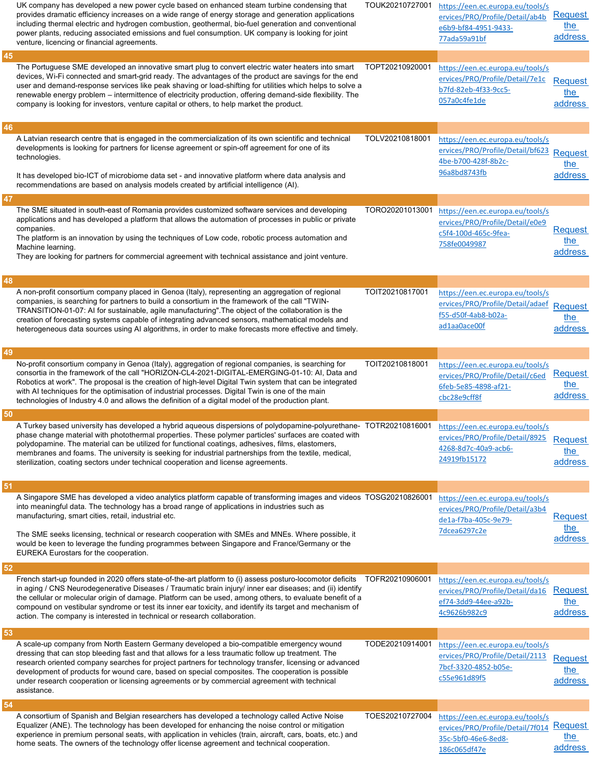| | | | |
|---|---|---|---|
| UK company has developed a new power cycle based on enhanced steam turbine condensing that provides dramatic efficiency increases on a wide range of energy storage and generation applications including thermal electric and hydrogen combustion, geothermal, bio-fuel generation and conventional power plants, reducing associated emissions and fuel consumption. UK company is looking for joint venture, licencing or financial agreements. | TOUK20210727001 | https://een.ec.europa.eu/tools/services/PRO/Profile/Detail/ab4be6b9-bf84-4951-9433-77ada59a91bf | Request the address |
| **45** | | | |
| The Portuguese SME developed an innovative smart plug to convert electric water heaters into smart devices, Wi-Fi connected and smart-grid ready. The advantages of the product are savings for the end user and demand-response services like peak shaving or load-shifting for utilities which helps to solve a renewable energy problem – intermittence of electricity production, offering demand-side flexibility. The company is looking for investors, venture capital or others, to help market the product. | TOPT20210920001 | https://een.ec.europa.eu/tools/services/PRO/Profile/Detail/7e1cb7fd-82eb-4f33-9cc5-057a0c4fe1de | Request the address |
| **46** | | | |
| A Latvian research centre that is engaged in the commercialization of its own scientific and technical developments is looking for partners for license agreement or spin-off agreement for one of its technologies. It has developed bio-ICT of microbiome data set - and innovative platform where data analysis and recommendations are based on analysis models created by artificial intelligence (AI). | TOLV20210818001 | https://een.ec.europa.eu/tools/services/PRO/Profile/Detail/bf6234be-b700-428f-8b2c-96a8bd8743fb | Request the address |
| **47** | | | |
| The SME situated in south-east of Romania provides customized software services and developing applications and has developed a platform that allows the automation of processes in public or private companies. The platform is an innovation by using the techniques of Low code, robotic process automation and Machine learning. They are looking for partners for commercial agreement with technical assistance and joint venture. | TORO20201013001 | https://een.ec.europa.eu/tools/services/PRO/Profile/Detail/e0e9c5f4-100d-465c-9fea-758fe0049987 | Request the address |
| **48** | | | |
| A non-profit consortium company placed in Genoa (Italy), representing an aggregation of regional companies, is searching for partners to build a consortium in the framework of the call "TWIN-TRANSITION-01-07: AI for sustainable, agile manufacturing".The object of the collaboration is the creation of forecasting systems capable of integrating advanced sensors, mathematical models and heterogeneous data sources using AI algorithms, in order to make forecasts more effective and timely. | TOIT20210817001 | https://een.ec.europa.eu/tools/services/PRO/Profile/Detail/adaeff55-d50f-4ab8-b02a-ad1aa0ace00f | Request the address |
| **49** | | | |
| No-profit consortium company in Genoa (Italy), aggregation of regional companies, is searching for consortia in the framework of the call "HORIZON-CL4-2021-DIGITAL-EMERGING-01-10: AI, Data and Robotics at work". The proposal is the creation of high-level Digital Twin system that can be integrated with AI techniques for the optimisation of industrial processes. Digital Twin is one of the main technologies of Industry 4.0 and allows the definition of a digital model of the production plant. | TOIT20210818001 | https://een.ec.europa.eu/tools/services/PRO/Profile/Detail/c6ed6feb-5e85-4898-af21-cbc28e9cff8f | Request the address |
| **50** | | | |
| A Turkey based university has developed a hybrid aqueous dispersions of polydopamine-polyurethane-phase change material with photothermal properties. These polymer particles' surfaces are coated with polydopamine. The material can be utilized for functional coatings, adhesives, films, elastomers, membranes and foams. The university is seeking for industrial partnerships from the textile, medical, sterilization, coating sectors under technical cooperation and license agreements. | TOTR20210816001 | https://een.ec.europa.eu/tools/services/PRO/Profile/Detail/89254268-8d7c-40a9-acb6-24919fb15172 | Request the address |
| **51** | | | |
| A Singapore SME has developed a video analytics platform capable of transforming images and videos into meaningful data. The technology has a broad range of applications in industries such as manufacturing, smart cities, retail, industrial etc. The SME seeks licensing, technical or research cooperation with SMEs and MNEs. Where possible, it would be keen to leverage the funding programmes between Singapore and France/Germany or the EUREKA Eurostars for the cooperation. | TOSG20210826001 | https://een.ec.europa.eu/tools/services/PRO/Profile/Detail/a3b4de1a-f7ba-405c-9e79-7dcea6297c2e | Request the address |
| **52** | | | |
| French start-up founded in 2020 offers state-of-the-art platform to (i) assess posturo-locomotor deficits in aging / CNS Neurodegenerative Diseases / Traumatic brain injury/ inner ear diseases; and (ii) identify the cellular or molecular origin of damage. Platform can be used, among others, to evaluate benefit of a compound on vestibular syndrome or test its inner ear toxicity, and identify its target and mechanism of action. The company is interested in technical or research collaboration. | TOFR20210906001 | https://een.ec.europa.eu/tools/services/PRO/Profile/Detail/da16ef74-3dd9-44ee-a92b-4c9626b982c9 | Request the address |
| **53** | | | |
| A scale-up company from North Eastern Germany developed a bio-compatible emergency wound dressing that can stop bleeding fast and that allows for a less traumatic follow up treatment. The research oriented company searches for project partners for technology transfer, licensing or advanced development of products for wound care, based on special composites. The cooperation is possible under research cooperation or licensing agreements or by commercial agreement with technical assistance. | TODE20210914001 | https://een.ec.europa.eu/tools/services/PRO/Profile/Detail/21137bcf-3320-4852-b05e-c55e961d89f5 | Request the address |
| **54** | | | |
| A consortium of Spanish and Belgian researchers has developed a technology called Active Noise Equalizer (ANE). The technology has been developed for enhancing the noise control or mitigation experience in premium personal seats, with application in vehicles (train, aircraft, cars, boats, etc.) and home seats. The owners of the technology offer license agreement and technical cooperation. | TOES20210727004 | https://een.ec.europa.eu/tools/services/PRO/Profile/Detail/7f01435c-5bf0-46e6-8ed8-186c065df47e | Request the address |